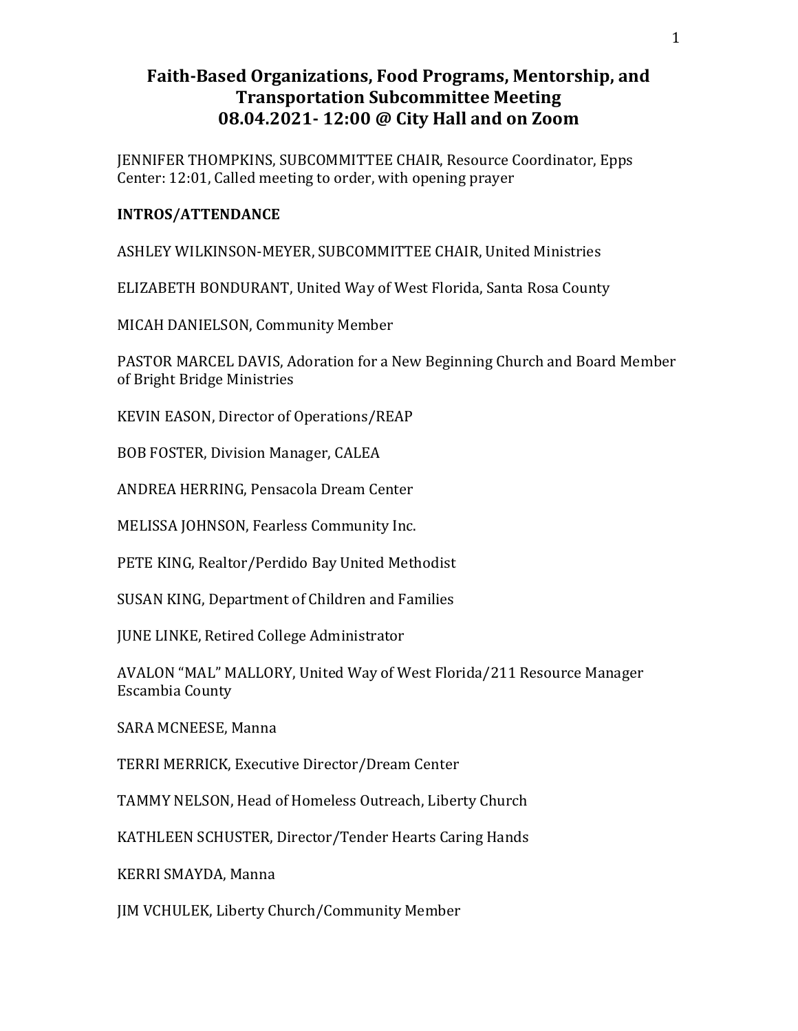# Faith-Based Organizations, Food Programs, Mentorship, and Transportation Subcommittee Meeting
# 08.04.2021- 12:00 @ City Hall and on Zoom

JENNIFER THOMPKINS, SUBCOMMITTEE CHAIR, Resource Coordinator, Epps Center: 12:01, Called meeting to order, with opening prayer

**INTROS/ATTENDANCE**

ASHLEY WILKINSON-MEYER, SUBCOMMITTEE CHAIR, United Ministries

ELIZABETH BONDURANT, United Way of West Florida, Santa Rosa County

MICAH DANIELSON, Community Member

PASTOR MARCEL DAVIS, Adoration for a New Beginning Church and Board Member of Bright Bridge Ministries

KEVIN EASON, Director of Operations/REAP

BOB FOSTER, Division Manager, CALEA

ANDREA HERRING, Pensacola Dream Center

MELISSA JOHNSON, Fearless Community Inc.

PETE KING, Realtor/Perdido Bay United Methodist

SUSAN KING, Department of Children and Families

JUNE LINKE, Retired College Administrator

AVALON "MAL" MALLORY, United Way of West Florida/211 Resource Manager Escambia County

SARA MCNEESE, Manna

TERRI MERRICK, Executive Director/Dream Center

TAMMY NELSON, Head of Homeless Outreach, Liberty Church

KATHLEEN SCHUSTER, Director/Tender Hearts Caring Hands

KERRI SMAYDA, Manna

JIM VCHULEK, Liberty Church/Community Member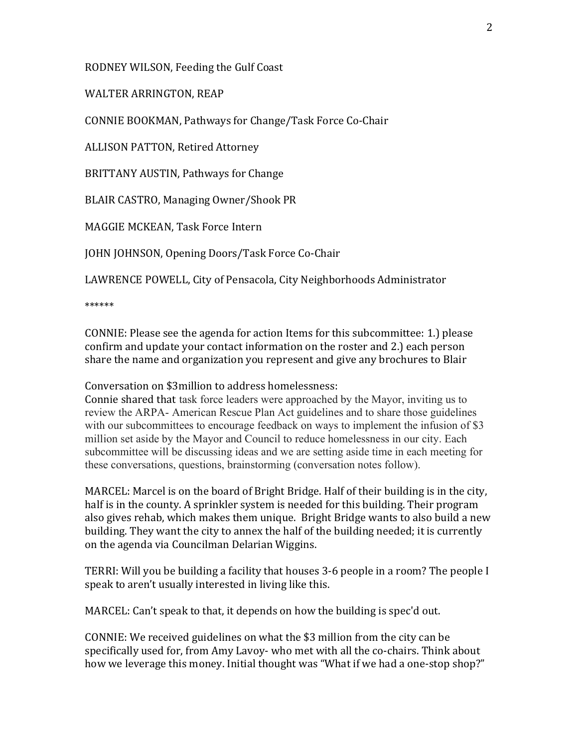RODNEY WILSON, Feeding the Gulf Coast

WALTER ARRINGTON, REAP

CONNIE BOOKMAN, Pathways for Change/Task Force Co-Chair

ALLISON PATTON, Retired Attorney

BRITTANY AUSTIN, Pathways for Change

BLAIR CASTRO, Managing Owner/Shook PR

MAGGIE MCKEAN, Task Force Intern

JOHN JOHNSON, Opening Doors/Task Force Co-Chair

LAWRENCE POWELL, City of Pensacola, City Neighborhoods Administrator

******

CONNIE: Please see the agenda for action Items for this subcommittee: 1.) please confirm and update your contact information on the roster and 2.) each person share the name and organization you represent and give any brochures to Blair

Conversation on $3million to address homelessness:
Connie shared that task force leaders were approached by the Mayor, inviting us to review the ARPA- American Rescue Plan Act guidelines and to share those guidelines with our subcommittees to encourage feedback on ways to implement the infusion of $3 million set aside by the Mayor and Council to reduce homelessness in our city. Each subcommittee will be discussing ideas and we are setting aside time in each meeting for these conversations, questions, brainstorming (conversation notes follow).

MARCEL: Marcel is on the board of Bright Bridge. Half of their building is in the city, half is in the county. A sprinkler system is needed for this building. Their program also gives rehab, which makes them unique. Bright Bridge wants to also build a new building. They want the city to annex the half of the building needed; it is currently on the agenda via Councilman Delarian Wiggins.

TERRI: Will you be building a facility that houses 3-6 people in a room? The people I speak to aren't usually interested in living like this.

MARCEL: Can't speak to that, it depends on how the building is spec'd out.

CONNIE: We received guidelines on what the $3 million from the city can be specifically used for, from Amy Lavoy- who met with all the co-chairs. Think about how we leverage this money. Initial thought was "What if we had a one-stop shop?"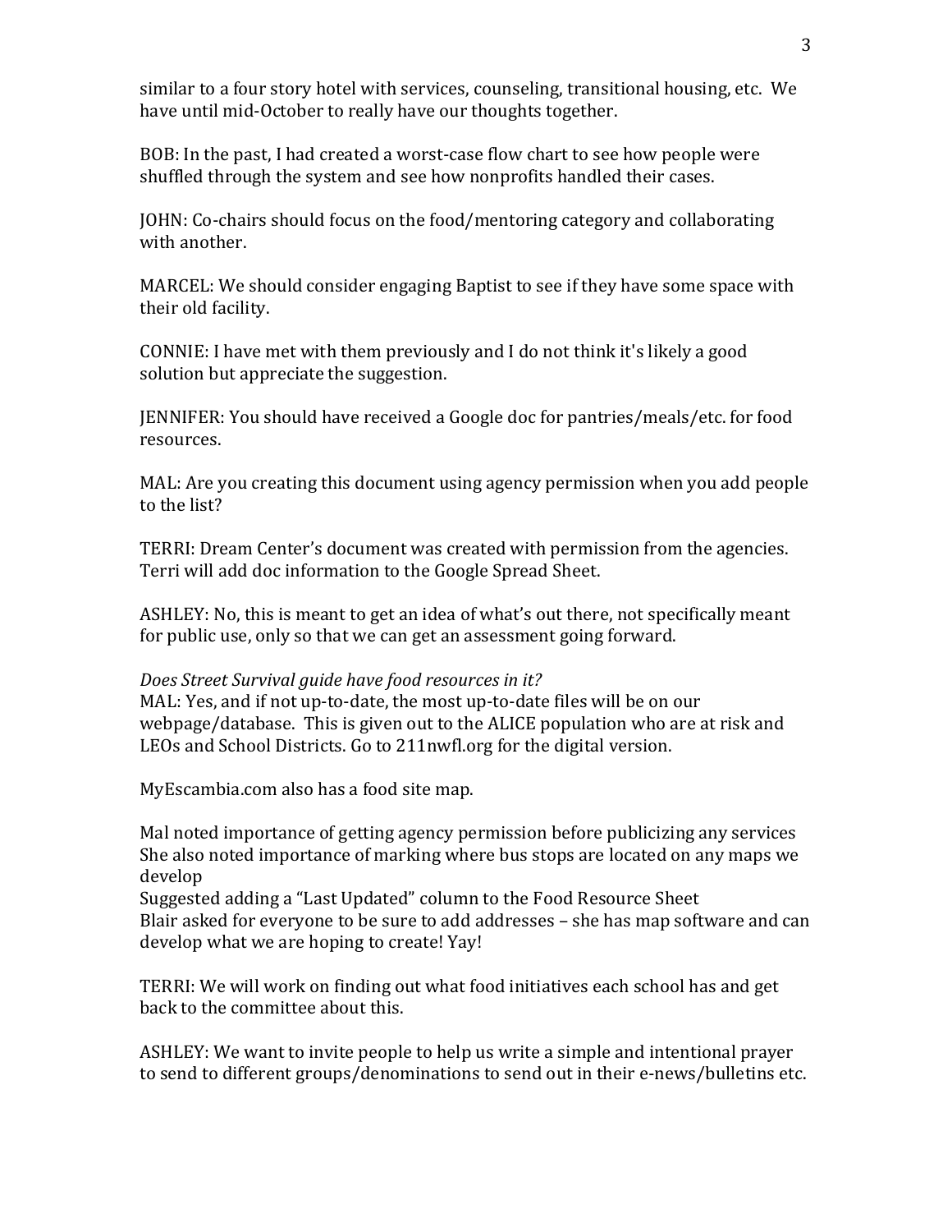similar to a four story hotel with services, counseling, transitional housing, etc. We have until mid-October to really have our thoughts together.

BOB: In the past, I had created a worst-case flow chart to see how people were shuffled through the system and see how nonprofits handled their cases.

JOHN: Co-chairs should focus on the food/mentoring category and collaborating with another.

MARCEL: We should consider engaging Baptist to see if they have some space with their old facility.

CONNIE: I have met with them previously and I do not think it's likely a good solution but appreciate the suggestion.

JENNIFER: You should have received a Google doc for pantries/meals/etc. for food resources.

MAL: Are you creating this document using agency permission when you add people to the list?

TERRI: Dream Center's document was created with permission from the agencies. Terri will add doc information to the Google Spread Sheet.

ASHLEY: No, this is meant to get an idea of what's out there, not specifically meant for public use, only so that we can get an assessment going forward.

*Does Street Survival guide have food resources in it?*
MAL: Yes, and if not up-to-date, the most up-to-date files will be on our webpage/database. This is given out to the ALICE population who are at risk and LEOs and School Districts. Go to 211nwfl.org for the digital version.

MyEscambia.com also has a food site map.

Mal noted importance of getting agency permission before publicizing any services
She also noted importance of marking where bus stops are located on any maps we develop
Suggested adding a "Last Updated" column to the Food Resource Sheet
Blair asked for everyone to be sure to add addresses – she has map software and can develop what we are hoping to create! Yay!

TERRI: We will work on finding out what food initiatives each school has and get back to the committee about this.

ASHLEY: We want to invite people to help us write a simple and intentional prayer to send to different groups/denominations to send out in their e-news/bulletins etc.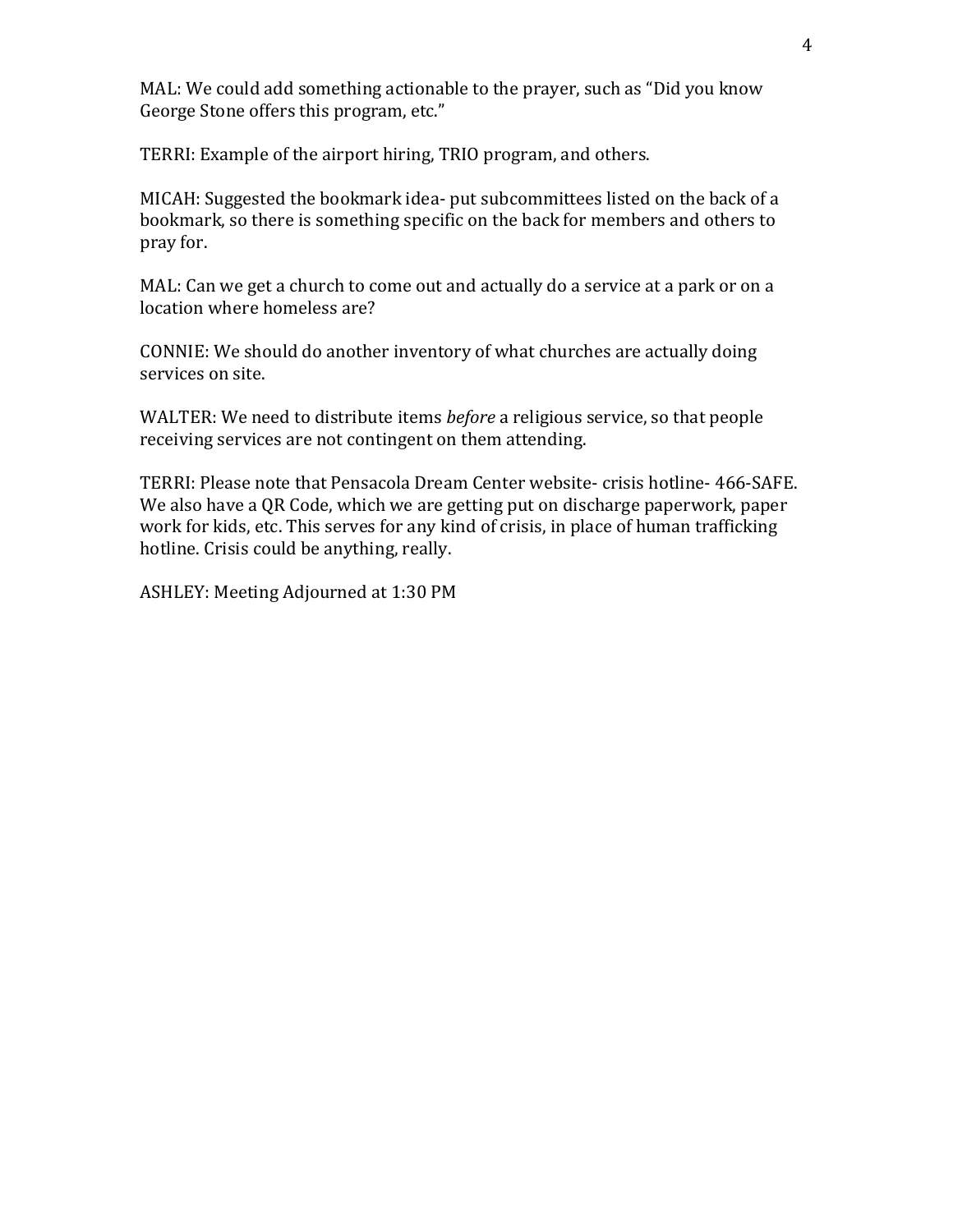MAL: We could add something actionable to the prayer, such as "Did you know George Stone offers this program, etc."

TERRI: Example of the airport hiring, TRIO program, and others.

MICAH: Suggested the bookmark idea- put subcommittees listed on the back of a bookmark, so there is something specific on the back for members and others to pray for.

MAL: Can we get a church to come out and actually do a service at a park or on a location where homeless are?

CONNIE: We should do another inventory of what churches are actually doing services on site.

WALTER: We need to distribute items *before* a religious service, so that people receiving services are not contingent on them attending.

TERRI: Please note that Pensacola Dream Center website- crisis hotline- 466-SAFE. We also have a QR Code, which we are getting put on discharge paperwork, paper work for kids, etc. This serves for any kind of crisis, in place of human trafficking hotline. Crisis could be anything, really.

ASHLEY: Meeting Adjourned at 1:30 PM